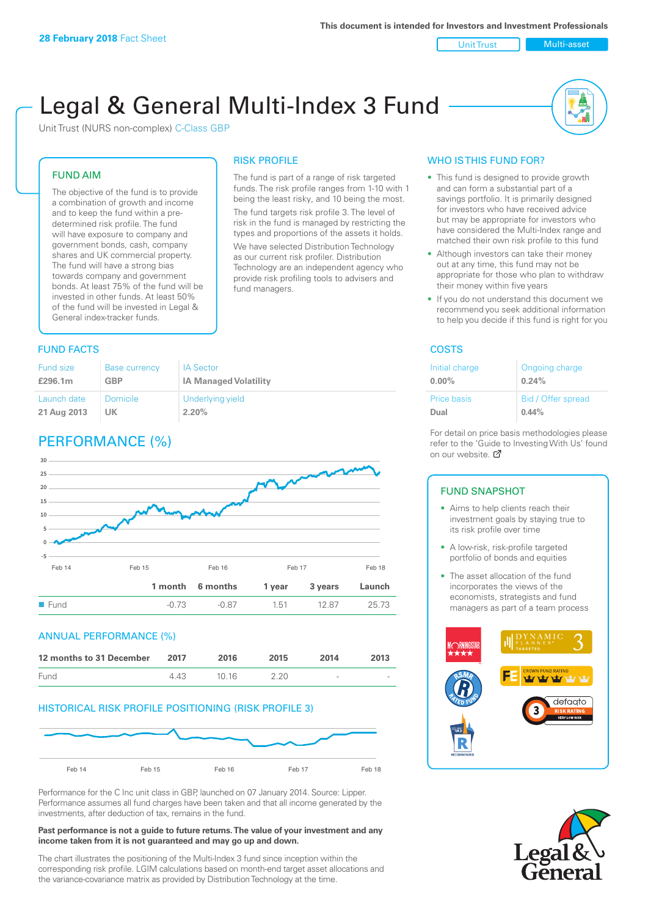**28 February 2018** Fact Sheet

This document is intended for Investors and Investment Professionals

Unit Trust | Multi-asset

# Legal & General Multi-Index 3 Fund

Unit Trust (NURS non-complex) C-Class GBP

## FUND AIM

The objective of the fund is to provide a combination of growth and income and to keep the fund within a pre-determined risk profile. The fund will have exposure to company and government bonds, cash, company shares and UK commercial property. The fund will have a strong bias towards company and government bonds. At least 75% of the fund will be invested in other funds. At least 50% of the fund will be invested in Legal & General index-tracker funds.

## RISK PROFILE

The fund is part of a range of risk targeted funds. The risk profile ranges from 1-10 with 1 being the least risky, and 10 being the most.

The fund targets risk profile 3. The level of risk in the fund is managed by restricting the types and proportions of the assets it holds.

We have selected Distribution Technology as our current risk profiler. Distribution Technology are an independent agency who provide risk profiling tools to advisers and fund managers.

## WHO IS THIS FUND FOR?

- This fund is designed to provide growth and can form a substantial part of a savings portfolio. It is primarily designed for investors who have received advice but may be appropriate for investors who have considered the Multi-Index range and matched their own risk profile to this fund
- Although investors can take their money out at any time, this fund may not be appropriate for those who plan to withdraw their money within five years
- If you do not understand this document we recommend you seek additional information to help you decide if this fund is right for you

## FUND FACTS

| Fund size | Base currency | IA Sector |
|---|---|---|
| **£296.1m** | **GBP** | **IA Managed Volatility** |
| **Launch date** | **Domicile** | **Underlying yield** |
| **21 Aug 2013** | **UK** | **2.20%** |

## COSTS

| Initial charge | Ongoing charge |
|---|---|
| **0.00%** | **0.24%** |
| **Price basis** | **Bid / Offer spread** |
| **Dual** | **0.44%** |

For detail on price basis methodologies please refer to the 'Guide to Investing With Us' found on our website.

## PERFORMANCE (%)

| | 1 month | 6 months | 1 year | 3 years | Launch |
|---|---|---|---|---|---|
| Fund | -0.73 | -0.87 | 1.51 | 12.87 | 25.73 |

## ANNUAL PERFORMANCE (%)

| 12 months to 31 December | 2017 | 2016 | 2015 | 2014 | 2013 |
|---|---|---|---|---|---|
| Fund | 4.43 | 10.16 | 2.20 | - | - |

## HISTORICAL RISK PROFILE POSITIONING (RISK PROFILE 3)

Performance for the C Inc unit class in GBP, launched on 07 January 2014. Source: Lipper. Performance assumes all fund charges have been taken and that all income generated by the investments, after deduction of tax, remains in the fund.

**Past performance is not a guide to future returns. The value of your investment and any income taken from it is not guaranteed and may go up and down.**

The chart illustrates the positioning of the Multi-Index 3 fund since inception within the corresponding risk profile. LGIM calculations based on month-end target asset allocations and the variance-covariance matrix as provided by Distribution Technology at the time.

## FUND SNAPSHOT

- Aims to help clients reach their investment goals by staying true to its risk profile over time
- A low-risk, risk-profile targeted portfolio of bonds and equities
- The asset allocation of the fund incorporates the views of the economists, strategists and fund managers as part of a team process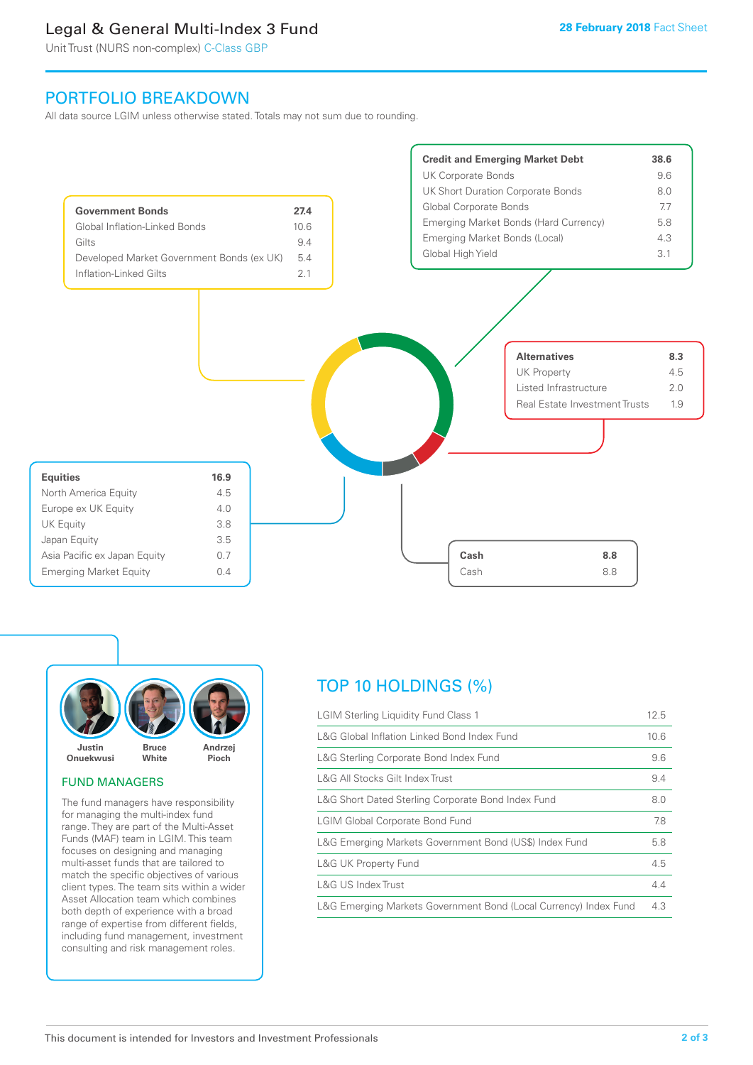## PORTFOLIO BREAKDOWN

All data source LGIM unless otherwise stated. Totals may not sum due to rounding.

| Government Bonds | 27.4 |
|---|---|
| Global Inflation-Linked Bonds | 10.6 |
| Gilts | 9.4 |
| Developed Market Government Bonds (ex UK) | 5.4 |
| Inflation-Linked Gilts | 2.1 |

| Credit and Emerging Market Debt | 38.6 |
|---|---|
| UK Corporate Bonds | 9.6 |
| UK Short Duration Corporate Bonds | 8.0 |
| Global Corporate Bonds | 7.7 |
| Emerging Market Bonds (Hard Currency) | 5.8 |
| Emerging Market Bonds (Local) | 4.3 |
| Global High Yield | 3.1 |

| Alternatives | 8.3 |
|---|---|
| UK Property | 4.5 |
| Listed Infrastructure | 2.0 |
| Real Estate Investment Trusts | 1.9 |

| Equities | 16.9 |
|---|---|
| North America Equity | 4.5 |
| Europe ex UK Equity | 4.0 |
| UK Equity | 3.8 |
| Japan Equity | 3.5 |
| Asia Pacific ex Japan Equity | 0.7 |
| Emerging Market Equity | 0.4 |

| Cash | 8.8 |
|---|---|
| Cash | 8.8 |

Justin Onuekwusi | Bruce White | Andrzej Pioch

### FUND MANAGERS

The fund managers have responsibility for managing the multi-index fund range. They are part of the Multi-Asset Funds (MAF) team in LGIM. This team focuses on designing and managing multi-asset funds that are tailored to match the specific objectives of various client types. The team sits within a wider Asset Allocation team which combines both depth of experience with a broad range of expertise from different fields, including fund management, investment consulting and risk management roles.

## TOP 10 HOLDINGS (%)

| Holding | % |
|---|---|
| LGIM Sterling Liquidity Fund Class 1 | 12.5 |
| L&G Global Inflation Linked Bond Index Fund | 10.6 |
| L&G Sterling Corporate Bond Index Fund | 9.6 |
| L&G All Stocks Gilt Index Trust | 9.4 |
| L&G Short Dated Sterling Corporate Bond Index Fund | 8.0 |
| LGIM Global Corporate Bond Fund | 7.8 |
| L&G Emerging Markets Government Bond (US$) Index Fund | 5.8 |
| L&G UK Property Fund | 4.5 |
| L&G US Index Trust | 4.4 |
| L&G Emerging Markets Government Bond (Local Currency) Index Fund | 4.3 |

This document is intended for Investors and Investment Professionals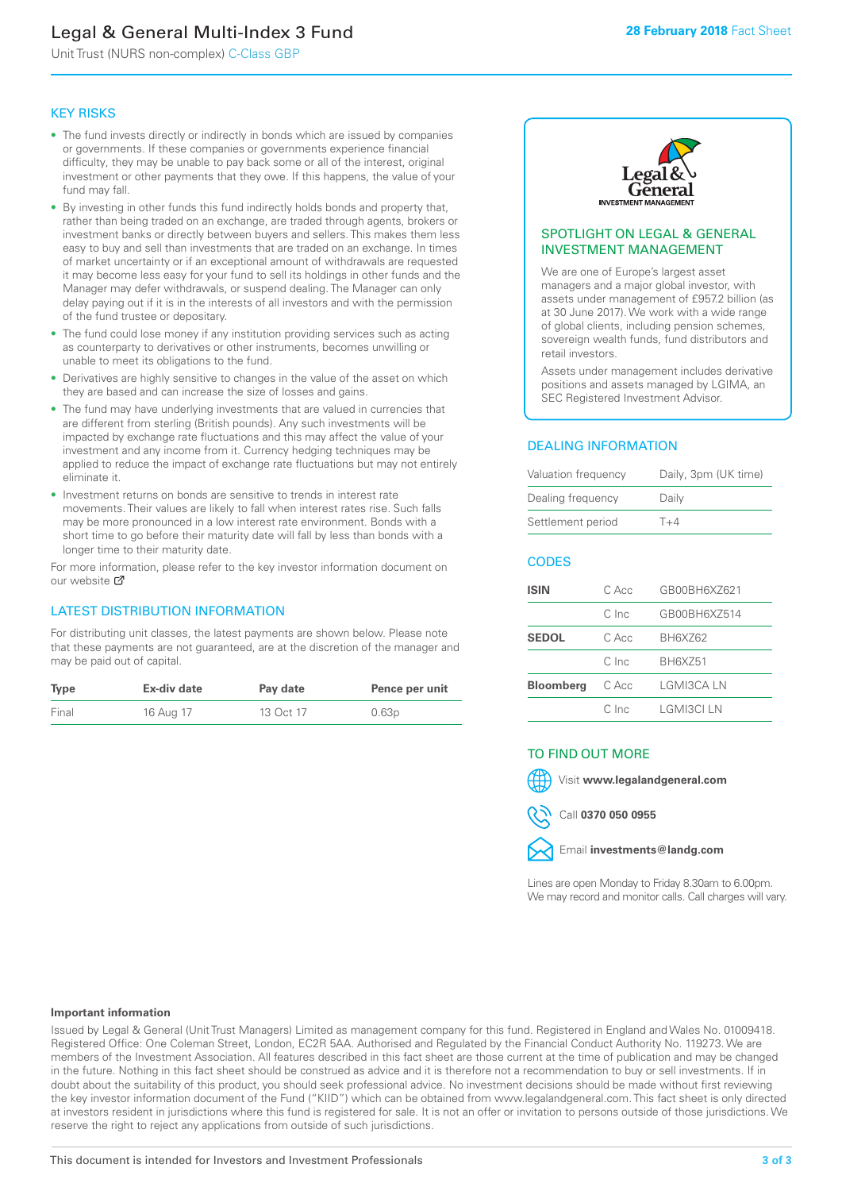# Legal & General Multi-Index 3 Fund

Unit Trust (NURS non-complex) C-Class GBP

28 February 2018 Fact Sheet

## KEY RISKS

- The fund invests directly or indirectly in bonds which are issued by companies or governments. If these companies or governments experience financial difficulty, they may be unable to pay back some or all of the interest, original investment or other payments that they owe. If this happens, the value of your fund may fall.
- By investing in other funds this fund indirectly holds bonds and property that, rather than being traded on an exchange, are traded through agents, brokers or investment banks or directly between buyers and sellers. This makes them less easy to buy and sell than investments that are traded on an exchange. In times of market uncertainty or if an exceptional amount of withdrawals are requested it may become less easy for your fund to sell its holdings in other funds and the Manager may defer withdrawals, or suspend dealing. The Manager can only delay paying out if it is in the interests of all investors and with the permission of the fund trustee or depositary.
- The fund could lose money if any institution providing services such as acting as counterparty to derivatives or other instruments, becomes unwilling or unable to meet its obligations to the fund.
- Derivatives are highly sensitive to changes in the value of the asset on which they are based and can increase the size of losses and gains.
- The fund may have underlying investments that are valued in currencies that are different from sterling (British pounds). Any such investments will be impacted by exchange rate fluctuations and this may affect the value of your investment and any income from it. Currency hedging techniques may be applied to reduce the impact of exchange rate fluctuations but may not entirely eliminate it.
- Investment returns on bonds are sensitive to trends in interest rate movements. Their values are likely to fall when interest rates rise. Such falls may be more pronounced in a low interest rate environment. Bonds with a short time to go before their maturity date will fall by less than bonds with a longer time to their maturity date.

For more information, please refer to the key investor information document on our website

## LATEST DISTRIBUTION INFORMATION

For distributing unit classes, the latest payments are shown below. Please note that these payments are not guaranteed, are at the discretion of the manager and may be paid out of capital.

| Type | Ex-div date | Pay date | Pence per unit |
|---|---|---|---|
| Final | 16 Aug 17 | 13 Oct 17 | 0.63p |

## SPOTLIGHT ON LEGAL & GENERAL INVESTMENT MANAGEMENT

We are one of Europe's largest asset managers and a major global investor, with assets under management of £957.2 billion (as at 30 June 2017). We work with a wide range of global clients, including pension schemes, sovereign wealth funds, fund distributors and retail investors.

Assets under management includes derivative positions and assets managed by LGIMA, an SEC Registered Investment Advisor.

## DEALING INFORMATION

| | |
|---|---|
| Valuation frequency | Daily, 3pm (UK time) |
| Dealing frequency | Daily |
| Settlement period | T+4 |

## CODES

| | | |
|---|---|---|
| **ISIN** | C Acc | GB00BH6XZ621 |
| | C Inc | GB00BH6XZ514 |
| **SEDOL** | C Acc | BH6XZ62 |
| | C Inc | BH6XZ51 |
| **Bloomberg** | C Acc | LGMI3CA LN |
| | C Inc | LGMI3CI LN |

## TO FIND OUT MORE

Visit **www.legalandgeneral.com**

Call **0370 050 0955**

Email **investments@landg.com**

Lines are open Monday to Friday 8.30am to 6.00pm. We may record and monitor calls. Call charges will vary.

**Important information**

Issued by Legal & General (Unit Trust Managers) Limited as management company for this fund. Registered in England and Wales No. 01009418. Registered Office: One Coleman Street, London, EC2R 5AA. Authorised and Regulated by the Financial Conduct Authority No. 119273. We are members of the Investment Association. All features described in this fact sheet are those current at the time of publication and may be changed in the future. Nothing in this fact sheet should be construed as advice and it is therefore not a recommendation to buy or sell investments. If in doubt about the suitability of this product, you should seek professional advice. No investment decisions should be made without first reviewing the key investor information document of the Fund ("KIID") which can be obtained from www.legalandgeneral.com. This fact sheet is only directed at investors resident in jurisdictions where this fund is registered for sale. It is not an offer or invitation to persons outside of those jurisdictions. We reserve the right to reject any applications from outside of such jurisdictions.

This document is intended for Investors and Investment Professionals